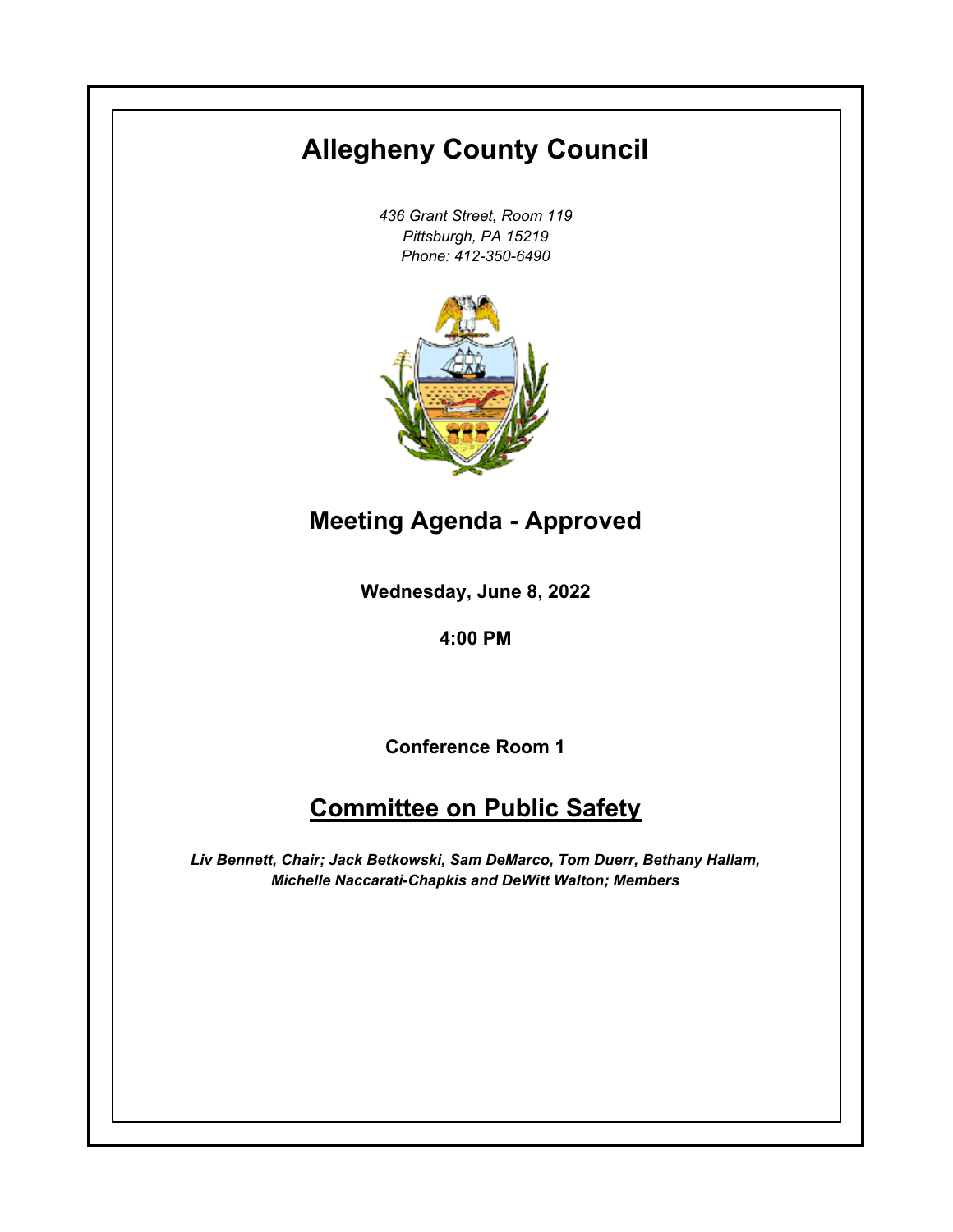# Allegheny County Council

*436 Grant Street, Room 119*
*Pittsburgh, PA 15219*
*Phone: 412-350-6490*

## Meeting Agenda - Approved

**Wednesday, June 8, 2022**

**4:00 PM**

**Conference Room 1**

## Committee on Public Safety

***Liv Bennett, Chair; Jack Betkowski, Sam DeMarco, Tom Duerr, Bethany Hallam, Michelle Naccarati-Chapkis and DeWitt Walton; Members***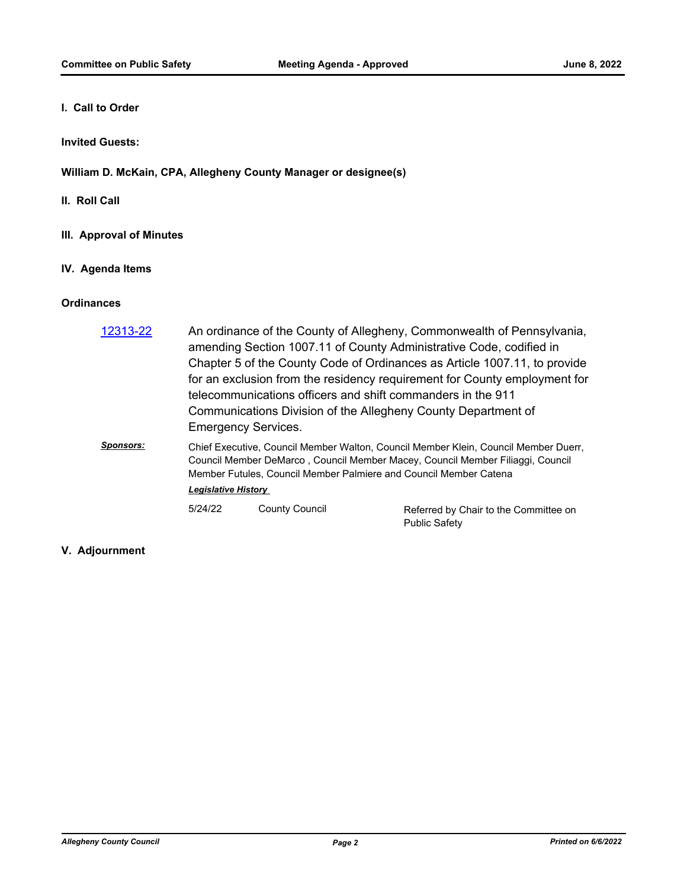## I. Call to Order

**Invited Guests:**

**William D. McKain, CPA, Allegheny County Manager or designee(s)**

## II. Roll Call

## III. Approval of Minutes

## IV. Agenda Items

### Ordinances

[12313-22] An ordinance of the County of Allegheny, Commonwealth of Pennsylvania, amending Section 1007.11 of County Administrative Code, codified in Chapter 5 of the County Code of Ordinances as Article 1007.11, to provide for an exclusion from the residency requirement for County employment for telecommunications officers and shift commanders in the 911 Communications Division of the Allegheny County Department of Emergency Services.

***Sponsors:*** Chief Executive, Council Member Walton, Council Member Klein, Council Member Duerr, Council Member DeMarco , Council Member Macey, Council Member Filiaggi, Council Member Futules, Council Member Palmiere and Council Member Catena

***Legislative History***

| | | |
|---|---|---|
| 5/24/22 | County Council | Referred by Chair to the Committee on Public Safety |

## V. Adjournment